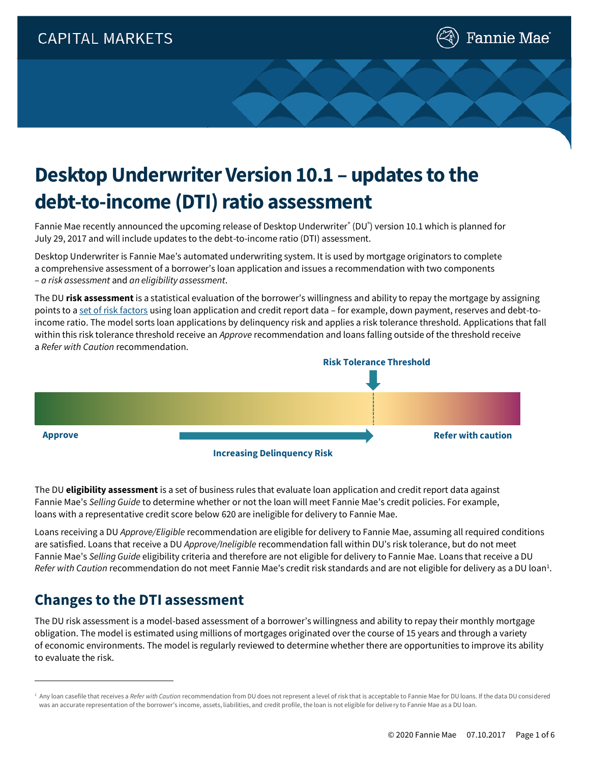# Desktop Underwriter Version 10.1 – updates to the debt-to-income (DTI) ratio assessment

Fannie Mae recently announced the upcoming release of Desktop Underwriter® (DU®) version 10.1 which is planned for July 29, 2017 and will include updates to the debt-to-income ratio (DTI) assessment.

Desktop Underwriter is Fannie Mae's automated underwriting system. It is used by mortgage originators to complete a comprehensive assessment of a borrower's loan application and issues a recommendation with two components – *a risk assessment* and *an eligibility assessment*.

The DU **risk assessment** is a statistical evaluation of the borrower's willingness and ability to repay the mortgage by assigning points to a set of risk factors using loan application and credit report data – for example, down payment, reserves and debt-to-income ratio. The model sorts loan applications by delinquency risk and applies a risk tolerance threshold. Applications that fall within this risk tolerance threshold receive an *Approve* recommendation and loans falling outside of the threshold receive a *Refer with Caution* recommendation.

Risk Tolerance Threshold

Approve — Increasing Delinquency Risk → — Refer with caution

The DU **eligibility assessment** is a set of business rules that evaluate loan application and credit report data against Fannie Mae's *Selling Guide* to determine whether or not the loan will meet Fannie Mae's credit policies. For example, loans with a representative credit score below 620 are ineligible for delivery to Fannie Mae.

Loans receiving a DU *Approve/Eligible* recommendation are eligible for delivery to Fannie Mae, assuming all required conditions are satisfied. Loans that receive a DU *Approve/Ineligible* recommendation fall within DU's risk tolerance, but do not meet Fannie Mae's *Selling Guide* eligibility criteria and therefore are not eligible for delivery to Fannie Mae. Loans that receive a DU *Refer with Caution* recommendation do not meet Fannie Mae's credit risk standards and are not eligible for delivery as a DU loan[1].

## Changes to the DTI assessment

The DU risk assessment is a model-based assessment of a borrower's willingness and ability to repay their monthly mortgage obligation. The model is estimated using millions of mortgages originated over the course of 15 years and through a variety of economic environments. The model is regularly reviewed to determine whether there are opportunities to improve its ability to evaluate the risk.

---

[1] Any loan casefile that receives a *Refer with Caution* recommendation from DU does not represent a level of risk that is acceptable to Fannie Mae for DU loans. If the data DU considered was an accurate representation of the borrower's income, assets, liabilities, and credit profile, the loan is not eligible for delivery to Fannie Mae as a DU loan.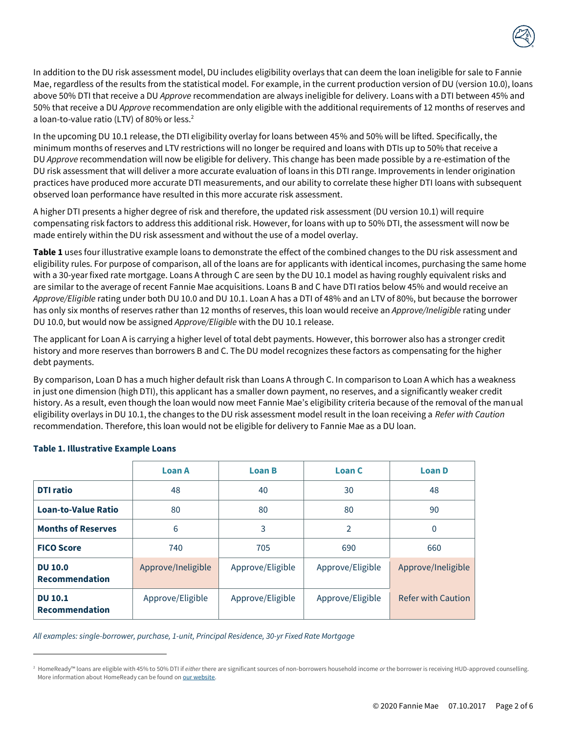In addition to the DU risk assessment model, DU includes eligibility overlays that can deem the loan ineligible for sale to Fannie Mae, regardless of the results from the statistical model. For example, in the current production version of DU (version 10.0), loans above 50% DTI that receive a DU *Approve* recommendation are always ineligible for delivery. Loans with a DTI between 45% and 50% that receive a DU *Approve* recommendation are only eligible with the additional requirements of 12 months of reserves and a loan-to-value ratio (LTV) of 80% or less.[2]

In the upcoming DU 10.1 release, the DTI eligibility overlay for loans between 45% and 50% will be lifted. Specifically, the minimum months of reserves and LTV restrictions will no longer be required and loans with DTIs up to 50% that receive a DU *Approve* recommendation will now be eligible for delivery. This change has been made possible by a re-estimation of the DU risk assessment that will deliver a more accurate evaluation of loans in this DTI range. Improvements in lender origination practices have produced more accurate DTI measurements, and our ability to correlate these higher DTI loans with subsequent observed loan performance have resulted in this more accurate risk assessment.

A higher DTI presents a higher degree of risk and therefore, the updated risk assessment (DU version 10.1) will require compensating risk factors to address this additional risk. However, for loans with up to 50% DTI, the assessment will now be made entirely within the DU risk assessment and without the use of a model overlay.

**Table 1** uses four illustrative example loans to demonstrate the effect of the combined changes to the DU risk assessment and eligibility rules. For purpose of comparison, all of the loans are for applicants with identical incomes, purchasing the same home with a 30-year fixed rate mortgage. Loans A through C are seen by the DU 10.1 model as having roughly equivalent risks and are similar to the average of recent Fannie Mae acquisitions. Loans B and C have DTI ratios below 45% and would receive an *Approve/Eligible* rating under both DU 10.0 and DU 10.1. Loan A has a DTI of 48% and an LTV of 80%, but because the borrower has only six months of reserves rather than 12 months of reserves, this loan would receive an *Approve/Ineligible* rating under DU 10.0, but would now be assigned *Approve/Eligible* with the DU 10.1 release.

The applicant for Loan A is carrying a higher level of total debt payments. However, this borrower also has a stronger credit history and more reserves than borrowers B and C. The DU model recognizes these factors as compensating for the higher debt payments.

By comparison, Loan D has a much higher default risk than Loans A through C. In comparison to Loan A which has a weakness in just one dimension (high DTI), this applicant has a smaller down payment, no reserves, and a significantly weaker credit history. As a result, even though the loan would now meet Fannie Mae's eligibility criteria because of the removal of the manual eligibility overlays in DU 10.1, the changes to the DU risk assessment model result in the loan receiving a *Refer with Caution* recommendation. Therefore, this loan would not be eligible for delivery to Fannie Mae as a DU loan.

**Table 1. Illustrative Example Loans**

| | Loan A | Loan B | Loan C | Loan D |
|---|---|---|---|---|
| **DTI ratio** | 48 | 40 | 30 | 48 |
| **Loan-to-Value Ratio** | 80 | 80 | 80 | 90 |
| **Months of Reserves** | 6 | 3 | 2 | 0 |
| **FICO Score** | 740 | 705 | 690 | 660 |
| **DU 10.0 Recommendation** | Approve/Ineligible | Approve/Eligible | Approve/Eligible | Approve/Ineligible |
| **DU 10.1 Recommendation** | Approve/Eligible | Approve/Eligible | Approve/Eligible | Refer with Caution |

*All examples: single-borrower, purchase, 1-unit, Principal Residence, 30-yr Fixed Rate Mortgage*

[2] HomeReady™ loans are eligible with 45% to 50% DTI if *either* there are significant sources of non-borrowers household income *or* the borrower is receiving HUD-approved counselling. More information about HomeReady can be found on our website.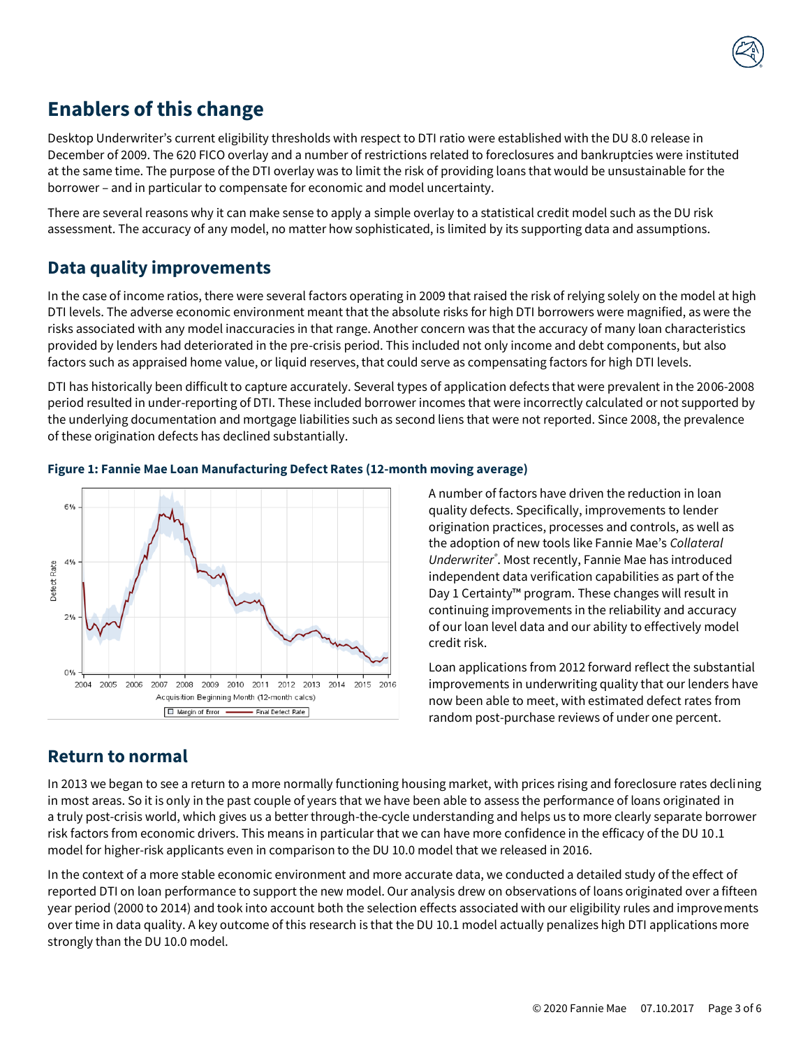## Enablers of this change

Desktop Underwriter's current eligibility thresholds with respect to DTI ratio were established with the DU 8.0 release in December of 2009. The 620 FICO overlay and a number of restrictions related to foreclosures and bankruptcies were instituted at the same time. The purpose of the DTI overlay was to limit the risk of providing loans that would be unsustainable for the borrower – and in particular to compensate for economic and model uncertainty.

There are several reasons why it can make sense to apply a simple overlay to a statistical credit model such as the DU risk assessment. The accuracy of any model, no matter how sophisticated, is limited by its supporting data and assumptions.

## Data quality improvements

In the case of income ratios, there were several factors operating in 2009 that raised the risk of relying solely on the model at high DTI levels. The adverse economic environment meant that the absolute risks for high DTI borrowers were magnified, as were the risks associated with any model inaccuracies in that range. Another concern was that the accuracy of many loan characteristics provided by lenders had deteriorated in the pre-crisis period. This included not only income and debt components, but also factors such as appraised home value, or liquid reserves, that could serve as compensating factors for high DTI levels.

DTI has historically been difficult to capture accurately. Several types of application defects that were prevalent in the 2006-2008 period resulted in under-reporting of DTI. These included borrower incomes that were incorrectly calculated or not supported by the underlying documentation and mortgage liabilities such as second liens that were not reported. Since 2008, the prevalence of these origination defects has declined substantially.

**Figure 1: Fannie Mae Loan Manufacturing Defect Rates (12-month moving average)**

A number of factors have driven the reduction in loan quality defects. Specifically, improvements to lender origination practices, processes and controls, as well as the adoption of new tools like Fannie Mae's *Collateral Underwriter*®. Most recently, Fannie Mae has introduced independent data verification capabilities as part of the Day 1 Certainty™ program. These changes will result in continuing improvements in the reliability and accuracy of our loan level data and our ability to effectively model credit risk.

Loan applications from 2012 forward reflect the substantial improvements in underwriting quality that our lenders have now been able to meet, with estimated defect rates from random post-purchase reviews of under one percent.

## Return to normal

In 2013 we began to see a return to a more normally functioning housing market, with prices rising and foreclosure rates declining in most areas. So it is only in the past couple of years that we have been able to assess the performance of loans originated in a truly post-crisis world, which gives us a better through-the-cycle understanding and helps us to more clearly separate borrower risk factors from economic drivers. This means in particular that we can have more confidence in the efficacy of the DU 10.1 model for higher-risk applicants even in comparison to the DU 10.0 model that we released in 2016.

In the context of a more stable economic environment and more accurate data, we conducted a detailed study of the effect of reported DTI on loan performance to support the new model. Our analysis drew on observations of loans originated over a fifteen year period (2000 to 2014) and took into account both the selection effects associated with our eligibility rules and improvements over time in data quality. A key outcome of this research is that the DU 10.1 model actually penalizes high DTI applications more strongly than the DU 10.0 model.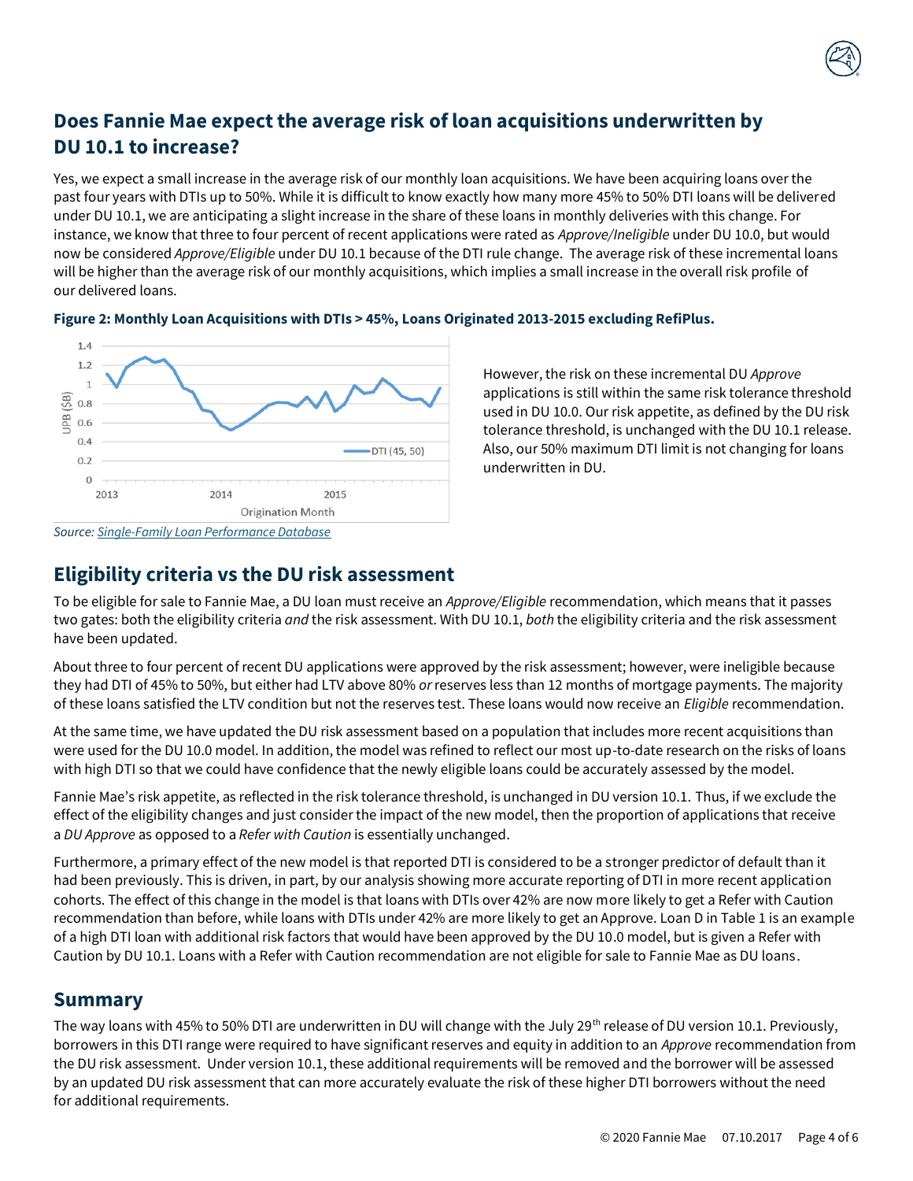## Does Fannie Mae expect the average risk of loan acquisitions underwritten by DU 10.1 to increase?

Yes, we expect a small increase in the average risk of our monthly loan acquisitions. We have been acquiring loans over the past four years with DTIs up to 50%. While it is difficult to know exactly how many more 45% to 50% DTI loans will be delivered under DU 10.1, we are anticipating a slight increase in the share of these loans in monthly deliveries with this change. For instance, we know that three to four percent of recent applications were rated as *Approve/Ineligible* under DU 10.0, but would now be considered *Approve/Eligible* under DU 10.1 because of the DTI rule change. The average risk of these incremental loans will be higher than the average risk of our monthly acquisitions, which implies a small increase in the overall risk profile of our delivered loans.

**Figure 2: Monthly Loan Acquisitions with DTIs > 45%, Loans Originated 2013-2015 excluding RefiPlus.**

*Source: Single-Family Loan Performance Database*

However, the risk on these incremental DU *Approve* applications is still within the same risk tolerance threshold used in DU 10.0. Our risk appetite, as defined by the DU risk tolerance threshold, is unchanged with the DU 10.1 release. Also, our 50% maximum DTI limit is not changing for loans underwritten in DU.

## Eligibility criteria vs the DU risk assessment

To be eligible for sale to Fannie Mae, a DU loan must receive an *Approve/Eligible* recommendation, which means that it passes two gates: both the eligibility criteria *and* the risk assessment. With DU 10.1, *both* the eligibility criteria and the risk assessment have been updated.

About three to four percent of recent DU applications were approved by the risk assessment; however, were ineligible because they had DTI of 45% to 50%, but either had LTV above 80% *or* reserves less than 12 months of mortgage payments. The majority of these loans satisfied the LTV condition but not the reserves test. These loans would now receive an *Eligible* recommendation.

At the same time, we have updated the DU risk assessment based on a population that includes more recent acquisitions than were used for the DU 10.0 model. In addition, the model was refined to reflect our most up-to-date research on the risks of loans with high DTI so that we could have confidence that the newly eligible loans could be accurately assessed by the model.

Fannie Mae's risk appetite, as reflected in the risk tolerance threshold, is unchanged in DU version 10.1. Thus, if we exclude the effect of the eligibility changes and just consider the impact of the new model, then the proportion of applications that receive a *DU Approve* as opposed to a *Refer with Caution* is essentially unchanged.

Furthermore, a primary effect of the new model is that reported DTI is considered to be a stronger predictor of default than it had been previously. This is driven, in part, by our analysis showing more accurate reporting of DTI in more recent application cohorts. The effect of this change in the model is that loans with DTIs over 42% are now more likely to get a Refer with Caution recommendation than before, while loans with DTIs under 42% are more likely to get an Approve. Loan D in Table 1 is an example of a high DTI loan with additional risk factors that would have been approved by the DU 10.0 model, but is given a Refer with Caution by DU 10.1. Loans with a Refer with Caution recommendation are not eligible for sale to Fannie Mae as DU loans.

## Summary

The way loans with 45% to 50% DTI are underwritten in DU will change with the July 29th release of DU version 10.1. Previously, borrowers in this DTI range were required to have significant reserves and equity in addition to an *Approve* recommendation from the DU risk assessment. Under version 10.1, these additional requirements will be removed and the borrower will be assessed by an updated DU risk assessment that can more accurately evaluate the risk of these higher DTI borrowers without the need for additional requirements.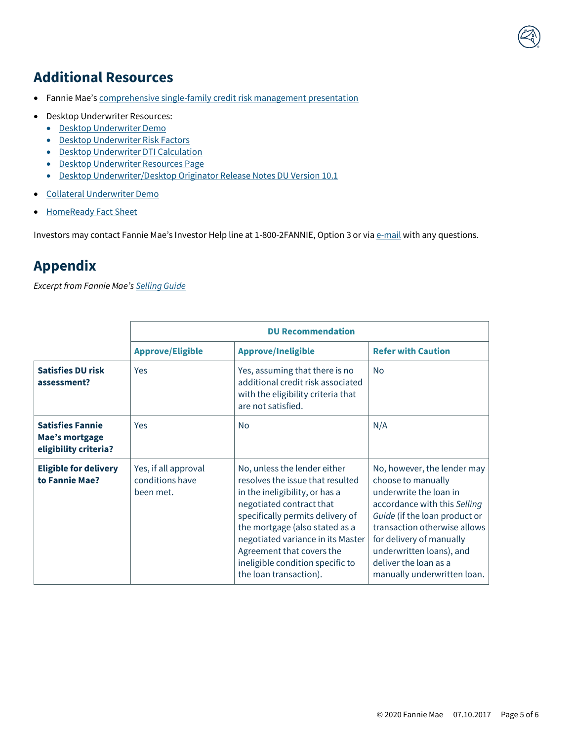## Additional Resources

- Fannie Mae's comprehensive single-family credit risk management presentation
- Desktop Underwriter Resources:
  - Desktop Underwriter Demo
  - Desktop Underwriter Risk Factors
  - Desktop Underwriter DTI Calculation
  - Desktop Underwriter Resources Page
  - Desktop Underwriter/Desktop Originator Release Notes DU Version 10.1
- Collateral Underwriter Demo
- HomeReady Fact Sheet

Investors may contact Fannie Mae's Investor Help line at 1-800-2FANNIE, Option 3 or via e-mail with any questions.

## Appendix

*Excerpt from Fannie Mae's Selling Guide*

| | DU Recommendation | | |
|---|---|---|---|
| | **Approve/Eligible** | **Approve/Ineligible** | **Refer with Caution** |
| **Satisfies DU risk assessment?** | Yes | Yes, assuming that there is no additional credit risk associated with the eligibility criteria that are not satisfied. | No |
| **Satisfies Fannie Mae's mortgage eligibility criteria?** | Yes | No | N/A |
| **Eligible for delivery to Fannie Mae?** | Yes, if all approval conditions have been met. | No, unless the lender either resolves the issue that resulted in the ineligibility, or has a negotiated contract that specifically permits delivery of the mortgage (also stated as a negotiated variance in its Master Agreement that covers the ineligible condition specific to the loan transaction). | No, however, the lender may choose to manually underwrite the loan in accordance with this *Selling Guide* (if the loan product or transaction otherwise allows for delivery of manually underwritten loans), and deliver the loan as a manually underwritten loan. |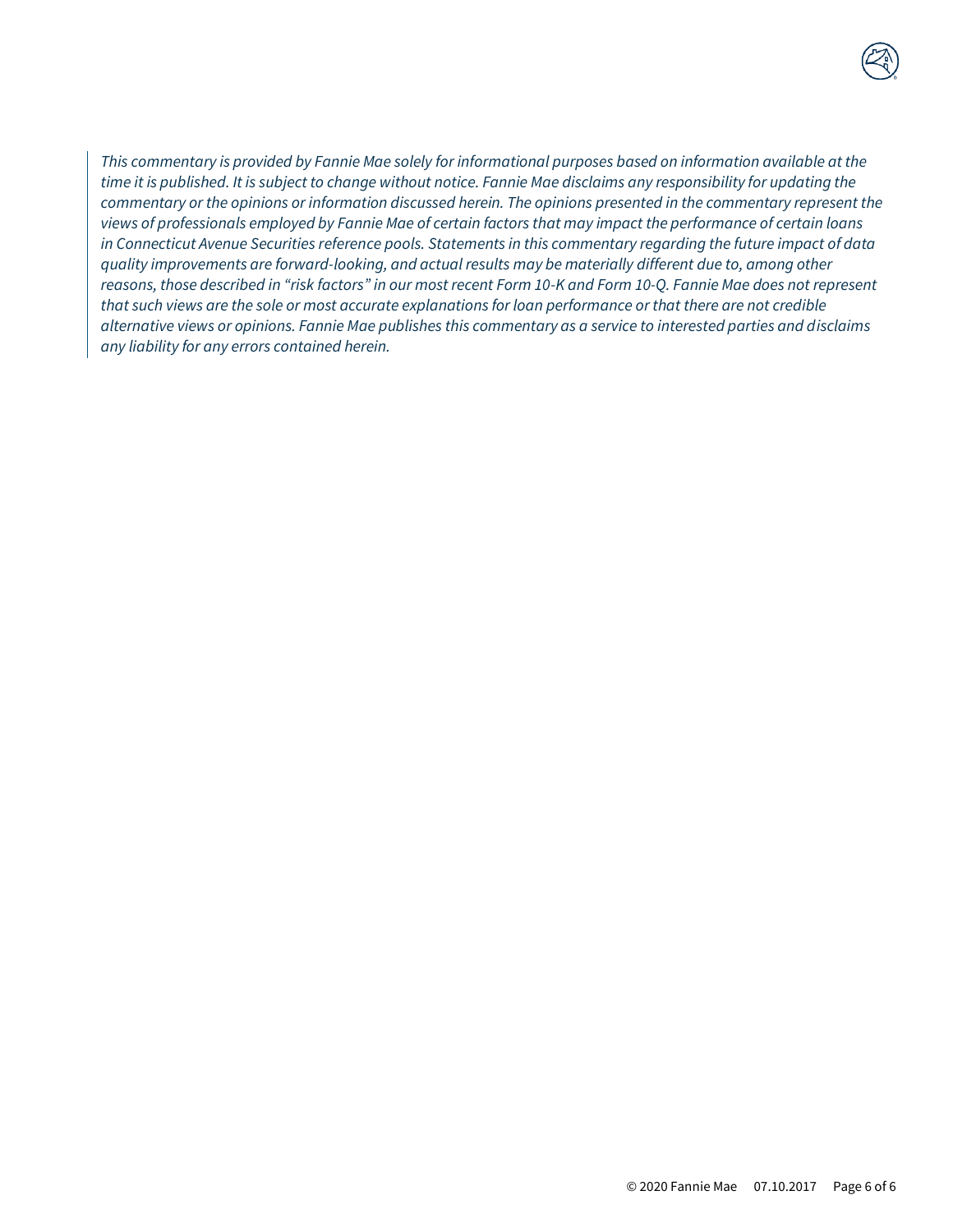*This commentary is provided by Fannie Mae solely for informational purposes based on information available at the time it is published. It is subject to change without notice. Fannie Mae disclaims any responsibility for updating the commentary or the opinions or information discussed herein. The opinions presented in the commentary represent the views of professionals employed by Fannie Mae of certain factors that may impact the performance of certain loans in Connecticut Avenue Securities reference pools. Statements in this commentary regarding the future impact of data quality improvements are forward-looking, and actual results may be materially different due to, among other reasons, those described in "risk factors" in our most recent Form 10-K and Form 10-Q. Fannie Mae does not represent that such views are the sole or most accurate explanations for loan performance or that there are not credible alternative views or opinions. Fannie Mae publishes this commentary as a service to interested parties and disclaims any liability for any errors contained herein.*